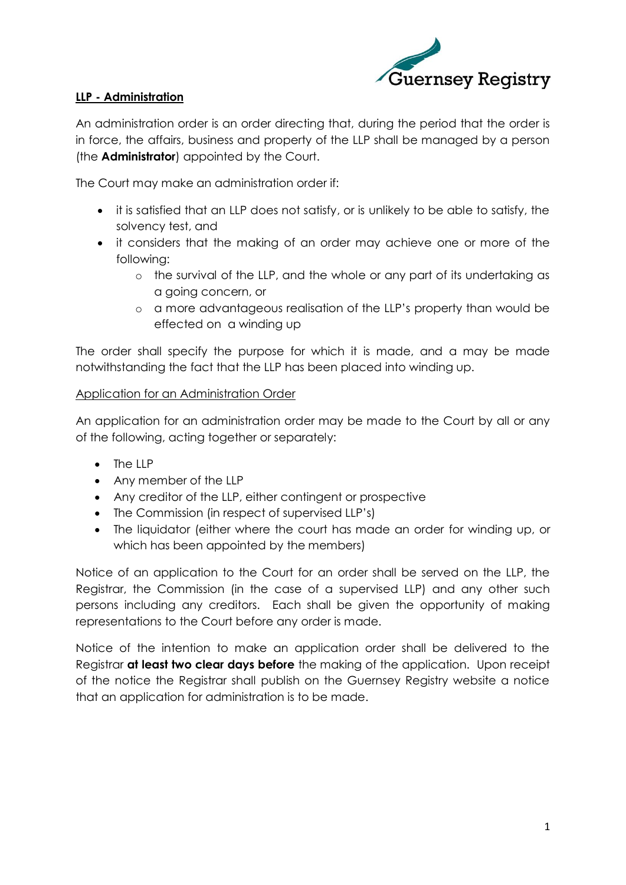**<u>LLP - Administration</u>**

An administration order is an order directing that, during the period that the order is in force, the affairs, business and property of the LLP shall be managed by a person (the **Administrator**) appointed by the Court.

The Court may make an administration order if:

- it is satisfied that an LLP does not satisfy, or is unlikely to be able to satisfy, the solvency test, and
- it considers that the making of an order may achieve one or more of the following:
  - the survival of the LLP, and the whole or any part of its undertaking as a going concern, or
  - a more advantageous realisation of the LLP's property than would be effected on a winding up

The order shall specify the purpose for which it is made, and a may be made notwithstanding the fact that the LLP has been placed into winding up.

<u>Application for an Administration Order</u>

An application for an administration order may be made to the Court by all or any of the following, acting together or separately:

- The LLP
- Any member of the LLP
- Any creditor of the LLP, either contingent or prospective
- The Commission (in respect of supervised LLP's)
- The liquidator (either where the court has made an order for winding up, or which has been appointed by the members)

Notice of an application to the Court for an order shall be served on the LLP, the Registrar, the Commission (in the case of a supervised LLP) and any other such persons including any creditors. Each shall be given the opportunity of making representations to the Court before any order is made.

Notice of the intention to make an application order shall be delivered to the Registrar **at least two clear days before** the making of the application. Upon receipt of the notice the Registrar shall publish on the Guernsey Registry website a notice that an application for administration is to be made.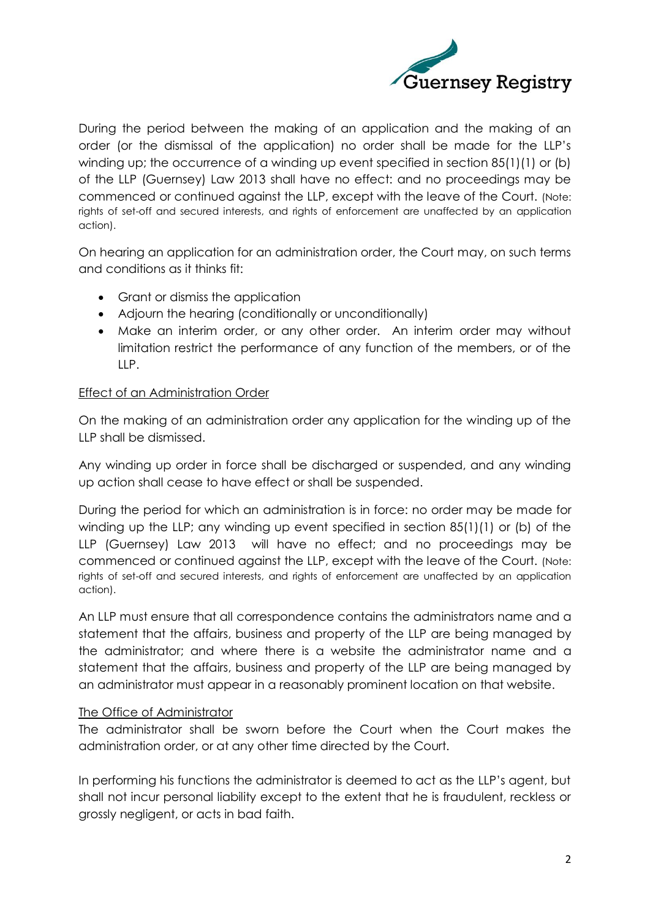During the period between the making of an application and the making of an order (or the dismissal of the application) no order shall be made for the LLP's winding up; the occurrence of a winding up event specified in section 85(1)(1) or (b) of the LLP (Guernsey) Law 2013 shall have no effect: and no proceedings may be commenced or continued against the LLP, except with the leave of the Court. (Note: rights of set-off and secured interests, and rights of enforcement are unaffected by an application action).

On hearing an application for an administration order, the Court may, on such terms and conditions as it thinks fit:

- Grant or dismiss the application
- Adjourn the hearing (conditionally or unconditionally)
- Make an interim order, or any other order. An interim order may without limitation restrict the performance of any function of the members, or of the LLP.

## Effect of an Administration Order

On the making of an administration order any application for the winding up of the LLP shall be dismissed.

Any winding up order in force shall be discharged or suspended, and any winding up action shall cease to have effect or shall be suspended.

During the period for which an administration is in force: no order may be made for winding up the LLP; any winding up event specified in section 85(1)(1) or (b) of the LLP (Guernsey) Law 2013 will have no effect; and no proceedings may be commenced or continued against the LLP, except with the leave of the Court. (Note: rights of set-off and secured interests, and rights of enforcement are unaffected by an application action).

An LLP must ensure that all correspondence contains the administrators name and a statement that the affairs, business and property of the LLP are being managed by the administrator; and where there is a website the administrator name and a statement that the affairs, business and property of the LLP are being managed by an administrator must appear in a reasonably prominent location on that website.

## The Office of Administrator

The administrator shall be sworn before the Court when the Court makes the administration order, or at any other time directed by the Court.

In performing his functions the administrator is deemed to act as the LLP's agent, but shall not incur personal liability except to the extent that he is fraudulent, reckless or grossly negligent, or acts in bad faith.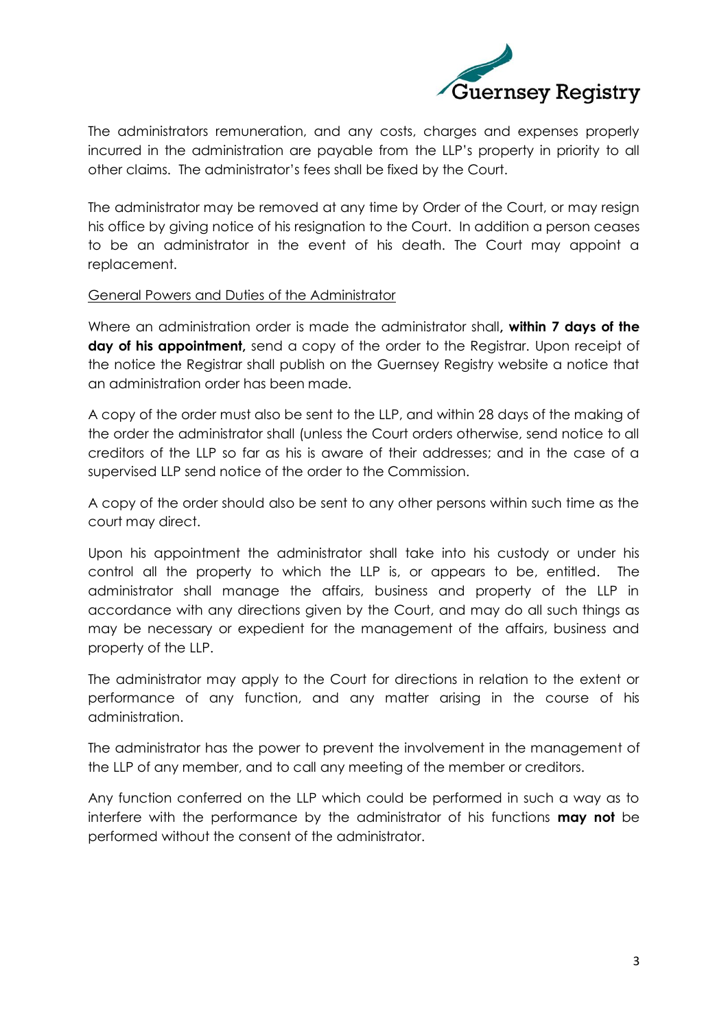The administrators remuneration, and any costs, charges and expenses properly incurred in the administration are payable from the LLP's property in priority to all other claims. The administrator's fees shall be fixed by the Court.

The administrator may be removed at any time by Order of the Court, or may resign his office by giving notice of his resignation to the Court. In addition a person ceases to be an administrator in the event of his death. The Court may appoint a replacement.

<u>General Powers and Duties of the Administrator</u>

Where an administration order is made the administrator shall**, within 7 days of the day of his appointment,** send a copy of the order to the Registrar. Upon receipt of the notice the Registrar shall publish on the Guernsey Registry website a notice that an administration order has been made.

A copy of the order must also be sent to the LLP, and within 28 days of the making of the order the administrator shall (unless the Court orders otherwise, send notice to all creditors of the LLP so far as his is aware of their addresses; and in the case of a supervised LLP send notice of the order to the Commission.

A copy of the order should also be sent to any other persons within such time as the court may direct.

Upon his appointment the administrator shall take into his custody or under his control all the property to which the LLP is, or appears to be, entitled. The administrator shall manage the affairs, business and property of the LLP in accordance with any directions given by the Court, and may do all such things as may be necessary or expedient for the management of the affairs, business and property of the LLP.

The administrator may apply to the Court for directions in relation to the extent or performance of any function, and any matter arising in the course of his administration.

The administrator has the power to prevent the involvement in the management of the LLP of any member, and to call any meeting of the member or creditors.

Any function conferred on the LLP which could be performed in such a way as to interfere with the performance by the administrator of his functions **may not** be performed without the consent of the administrator.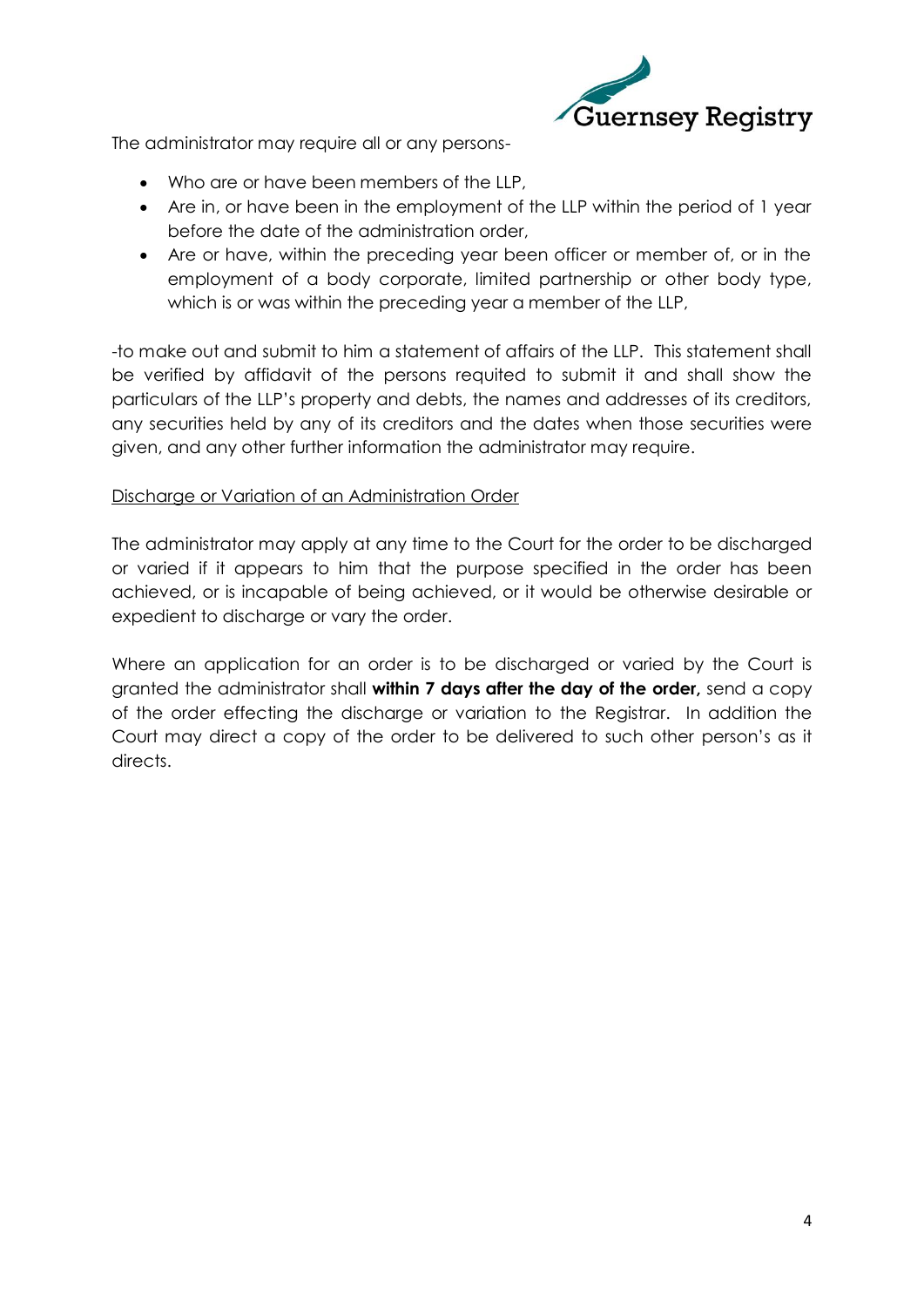The administrator may require all or any persons-

- Who are or have been members of the LLP,
- Are in, or have been in the employment of the LLP within the period of 1 year before the date of the administration order,
- Are or have, within the preceding year been officer or member of, or in the employment of a body corporate, limited partnership or other body type, which is or was within the preceding year a member of the LLP,

-to make out and submit to him a statement of affairs of the LLP. This statement shall be verified by affidavit of the persons requited to submit it and shall show the particulars of the LLP's property and debts, the names and addresses of its creditors, any securities held by any of its creditors and the dates when those securities were given, and any other further information the administrator may require.

<u>Discharge or Variation of an Administration Order</u>

The administrator may apply at any time to the Court for the order to be discharged or varied if it appears to him that the purpose specified in the order has been achieved, or is incapable of being achieved, or it would be otherwise desirable or expedient to discharge or vary the order.

Where an application for an order is to be discharged or varied by the Court is granted the administrator shall **within 7 days after the day of the order,** send a copy of the order effecting the discharge or variation to the Registrar. In addition the Court may direct a copy of the order to be delivered to such other person's as it directs.